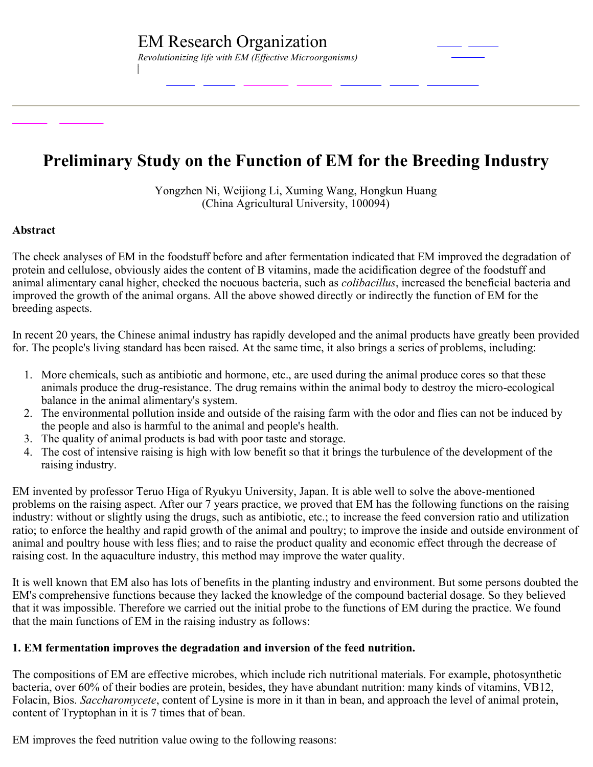EM Research Organization

*Revolutionizing life with EM (Effective Microorganisms)*

# Preliminary Study on the Function of EM for the Breeding Industry

Yongzhen Ni, Weijiong Li, Xuming Wang, Hongkun Huang
(China Agricultural University, 100094)

**Abstract**

The check analyses of EM in the foodstuff before and after fermentation indicated that EM improved the degradation of protein and cellulose, obviously aides the content of B vitamins, made the acidification degree of the foodstuff and animal alimentary canal higher, checked the nocuous bacteria, such as *colibacillus*, increased the beneficial bacteria and improved the growth of the animal organs. All the above showed directly or indirectly the function of EM for the breeding aspects.

In recent 20 years, the Chinese animal industry has rapidly developed and the animal products have greatly been provided for. The people's living standard has been raised. At the same time, it also brings a series of problems, including:

1. More chemicals, such as antibiotic and hormone, etc., are used during the animal produce cores so that these animals produce the drug-resistance. The drug remains within the animal body to destroy the micro-ecological balance in the animal alimentary's system.
2. The environmental pollution inside and outside of the raising farm with the odor and flies can not be induced by the people and also is harmful to the animal and people's health.
3. The quality of animal products is bad with poor taste and storage.
4. The cost of intensive raising is high with low benefit so that it brings the turbulence of the development of the raising industry.

EM invented by professor Teruo Higa of Ryukyu University, Japan. It is able well to solve the above-mentioned problems on the raising aspect. After our 7 years practice, we proved that EM has the following functions on the raising industry: without or slightly using the drugs, such as antibiotic, etc.; to increase the feed conversion ratio and utilization ratio; to enforce the healthy and rapid growth of the animal and poultry; to improve the inside and outside environment of animal and poultry house with less flies; and to raise the product quality and economic effect through the decrease of raising cost. In the aquaculture industry, this method may improve the water quality.

It is well known that EM also has lots of benefits in the planting industry and environment. But some persons doubted the EM's comprehensive functions because they lacked the knowledge of the compound bacterial dosage. So they believed that it was impossible. Therefore we carried out the initial probe to the functions of EM during the practice. We found that the main functions of EM in the raising industry as follows:

**1. EM fermentation improves the degradation and inversion of the feed nutrition.**

The compositions of EM are effective microbes, which include rich nutritional materials. For example, photosynthetic bacteria, over 60% of their bodies are protein, besides, they have abundant nutrition: many kinds of vitamins, VB12, Folacin, Bios. *Saccharomycete*, content of Lysine is more in it than in bean, and approach the level of animal protein, content of Tryptophan in it is 7 times that of bean.

EM improves the feed nutrition value owing to the following reasons: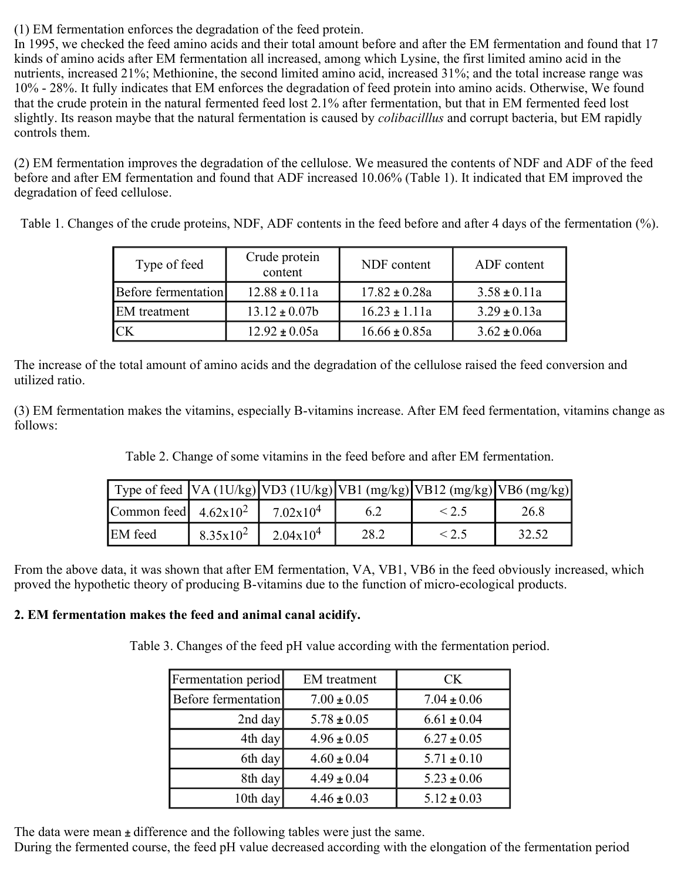(1) EM fermentation enforces the degradation of the feed protein.
In 1995, we checked the feed amino acids and their total amount before and after the EM fermentation and found that 17 kinds of amino acids after EM fermentation all increased, among which Lysine, the first limited amino acid in the nutrients, increased 21%; Methionine, the second limited amino acid, increased 31%; and the total increase range was 10% - 28%. It fully indicates that EM enforces the degradation of feed protein into amino acids. Otherwise, We found that the crude protein in the natural fermented feed lost 2.1% after fermentation, but that in EM fermented feed lost slightly. Its reason maybe that the natural fermentation is caused by *colibacilllus* and corrupt bacteria, but EM rapidly controls them.

(2) EM fermentation improves the degradation of the cellulose. We measured the contents of NDF and ADF of the feed before and after EM fermentation and found that ADF increased 10.06% (Table 1). It indicated that EM improved the degradation of feed cellulose.

Table 1. Changes of the crude proteins, NDF, ADF contents in the feed before and after 4 days of the fermentation (%).

| Type of feed | Crude protein content | NDF content | ADF content |
|---|---|---|---|
| Before fermentation | 12.88 ± 0.11a | 17.82 ± 0.28a | 3.58 ± 0.11a |
| EM treatment | 13.12 ± 0.07b | 16.23 ± 1.11a | 3.29 ± 0.13a |
| CK | 12.92 ± 0.05a | 16.66 ± 0.85a | 3.62 ± 0.06a |

The increase of the total amount of amino acids and the degradation of the cellulose raised the feed conversion and utilized ratio.

(3) EM fermentation makes the vitamins, especially B-vitamins increase. After EM feed fermentation, vitamins change as follows:

Table 2. Change of some vitamins in the feed before and after EM fermentation.

| Type of feed | VA (1U/kg) | VD3 (1U/kg) | VB1 (mg/kg) | VB12 (mg/kg) | VB6 (mg/kg) |
|---|---|---|---|---|---|
| Common feed | $4.62 \times 10^2$ | $7.02 \times 10^4$ | 6.2 | < 2.5 | 26.8 |
| EM feed | $8.35 \times 10^2$ | $2.04 \times 10^4$ | 28.2 | < 2.5 | 32.52 |

From the above data, it was shown that after EM fermentation, VA, VB1, VB6 in the feed obviously increased, which proved the hypothetic theory of producing B-vitamins due to the function of micro-ecological products.

**2. EM fermentation makes the feed and animal canal acidify.**

Table 3. Changes of the feed pH value according with the fermentation period.

| Fermentation period | EM treatment | CK |
|---|---|---|
| Before fermentation | 7.00 ± 0.05 | 7.04 ± 0.06 |
| 2nd day | 5.78 ± 0.05 | 6.61 ± 0.04 |
| 4th day | 4.96 ± 0.05 | 6.27 ± 0.05 |
| 6th day | 4.60 ± 0.04 | 5.71 ± 0.10 |
| 8th day | 4.49 ± 0.04 | 5.23 ± 0.06 |
| 10th day | 4.46 ± 0.03 | 5.12 ± 0.03 |

The data were mean ± difference and the following tables were just the same.
During the fermented course, the feed pH value decreased according with the elongation of the fermentation period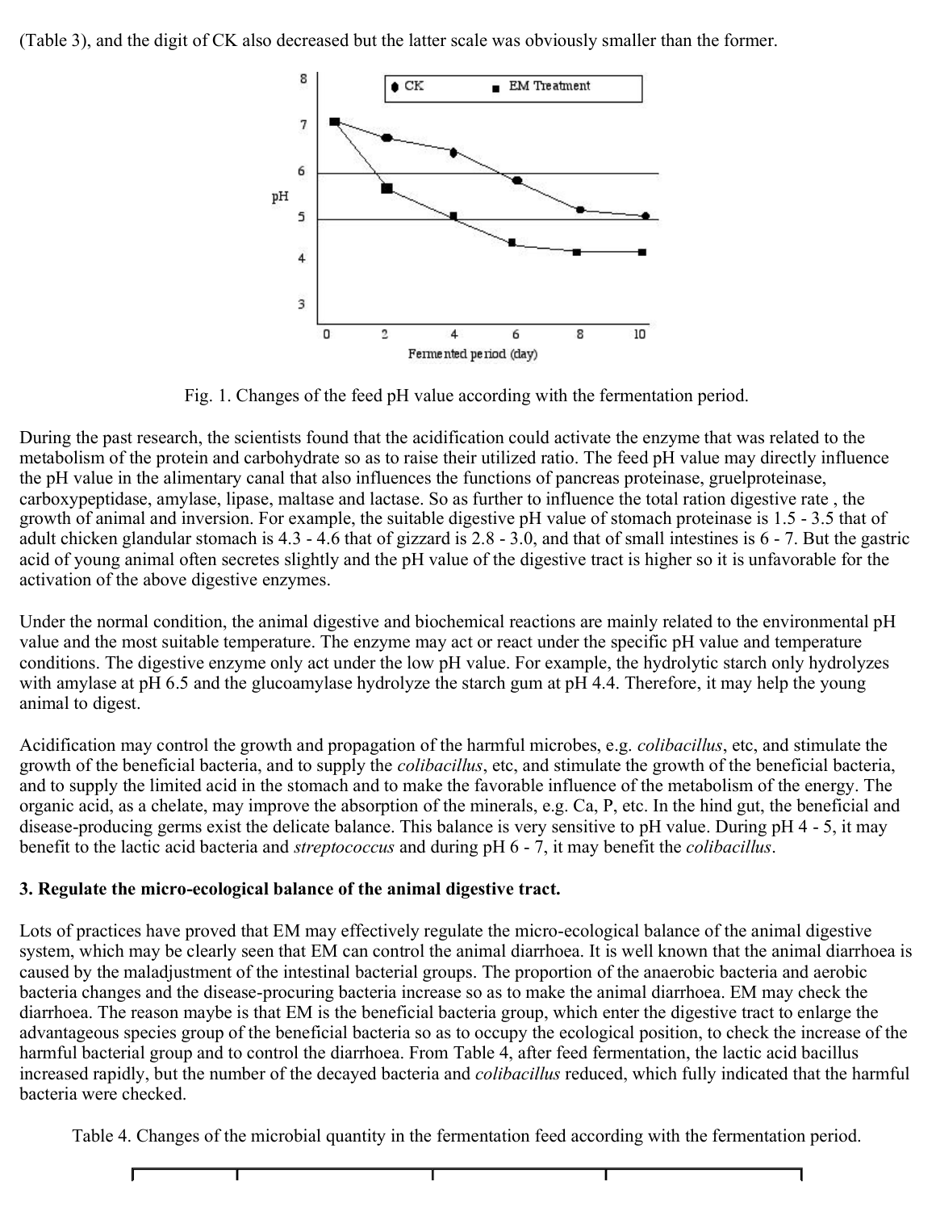(Table 3), and the digit of CK also decreased but the latter scale was obviously smaller than the former.

Fig. 1. Changes of the feed pH value according with the fermentation period.

During the past research, the scientists found that the acidification could activate the enzyme that was related to the metabolism of the protein and carbohydrate so as to raise their utilized ratio. The feed pH value may directly influence the pH value in the alimentary canal that also influences the functions of pancreas proteinase, gruelproteinase, carboxypeptidase, amylase, lipase, maltase and lactase. So as further to influence the total ration digestive rate , the growth of animal and inversion. For example, the suitable digestive pH value of stomach proteinase is 1.5 - 3.5 that of adult chicken glandular stomach is 4.3 - 4.6 that of gizzard is 2.8 - 3.0, and that of small intestines is 6 - 7. But the gastric acid of young animal often secretes slightly and the pH value of the digestive tract is higher so it is unfavorable for the activation of the above digestive enzymes.

Under the normal condition, the animal digestive and biochemical reactions are mainly related to the environmental pH value and the most suitable temperature. The enzyme may act or react under the specific pH value and temperature conditions. The digestive enzyme only act under the low pH value. For example, the hydrolytic starch only hydrolyzes with amylase at pH 6.5 and the glucoamylase hydrolyze the starch gum at pH 4.4. Therefore, it may help the young animal to digest.

Acidification may control the growth and propagation of the harmful microbes, e.g. *colibacillus*, etc, and stimulate the growth of the beneficial bacteria, and to supply the *colibacillus*, etc, and stimulate the growth of the beneficial bacteria, and to supply the limited acid in the stomach and to make the favorable influence of the metabolism of the energy. The organic acid, as a chelate, may improve the absorption of the minerals, e.g. Ca, P, etc. In the hind gut, the beneficial and disease-producing germs exist the delicate balance. This balance is very sensitive to pH value. During pH 4 - 5, it may benefit to the lactic acid bacteria and *streptococcus* and during pH 6 - 7, it may benefit the *colibacillus*.

**3. Regulate the micro-ecological balance of the animal digestive tract.**

Lots of practices have proved that EM may effectively regulate the micro-ecological balance of the animal digestive system, which may be clearly seen that EM can control the animal diarrhoea. It is well known that the animal diarrhoea is caused by the maladjustment of the intestinal bacterial groups. The proportion of the anaerobic bacteria and aerobic bacteria changes and the disease-procuring bacteria increase so as to make the animal diarrhoea. EM may check the diarrhoea. The reason maybe is that EM is the beneficial bacteria group, which enter the digestive tract to enlarge the advantageous species group of the beneficial bacteria so as to occupy the ecological position, to check the increase of the harmful bacterial group and to control the diarrhoea. From Table 4, after feed fermentation, the lactic acid bacillus increased rapidly, but the number of the decayed bacteria and *colibacillus* reduced, which fully indicated that the harmful bacteria were checked.

Table 4. Changes of the microbial quantity in the fermentation feed according with the fermentation period.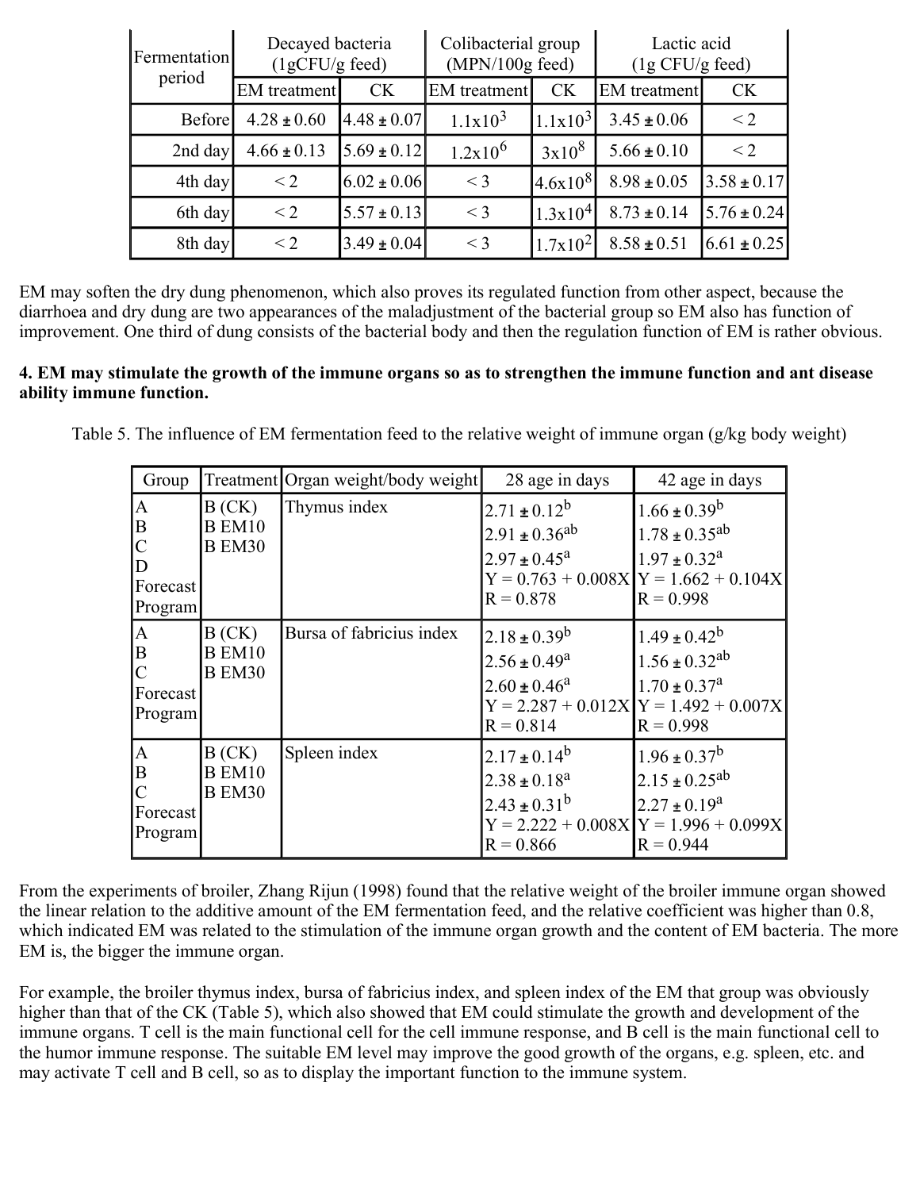| Fermentation period | Decayed bacteria (1gCFU/g feed) | | Colibacterial group (MPN/100g feed) | | Lactic acid (1g CFU/g feed) | |
|---|---|---|---|---|---|---|
| | EM treatment | CK | EM treatment | CK | EM treatment | CK |
| Before | 4.28 ± 0.60 | 4.48 ± 0.07 | $1.1x10^3$ | $1.1x10^3$ | 3.45 ± 0.06 | < 2 |
| 2nd day | 4.66 ± 0.13 | 5.69 ± 0.12 | $1.2x10^6$ | $3x10^8$ | 5.66 ± 0.10 | < 2 |
| 4th day | < 2 | 6.02 ± 0.06 | < 3 | $4.6x10^8$ | 8.98 ± 0.05 | 3.58 ± 0.17 |
| 6th day | < 2 | 5.57 ± 0.13 | < 3 | $1.3x10^4$ | 8.73 ± 0.14 | 5.76 ± 0.24 |
| 8th day | < 2 | 3.49 ± 0.04 | < 3 | $1.7x10^2$ | 8.58 ± 0.51 | 6.61 ± 0.25 |

EM may soften the dry dung phenomenon, which also proves its regulated function from other aspect, because the diarrhoea and dry dung are two appearances of the maladjustment of the bacterial group so EM also has function of improvement. One third of dung consists of the bacterial body and then the regulation function of EM is rather obvious.

**4. EM may stimulate the growth of the immune organs so as to strengthen the immune function and ant disease ability immune function.**

Table 5. The influence of EM fermentation feed to the relative weight of immune organ (g/kg body weight)

| Group | Treatment | Organ weight/body weight | 28 age in days | 42 age in days |
|---|---|---|---|---|
| A | B (CK) | Thymus index | $2.71 \pm 0.12^b$ | $1.66 \pm 0.39^b$ |
| B | B EM10 | | $2.91 \pm 0.36^{ab}$ | $1.78 \pm 0.35^{ab}$ |
| C | B EM30 | | $2.97 \pm 0.45^a$ | $1.97 \pm 0.32^a$ |
| D | | | Y = 0.763 + 0.008X | Y = 1.662 + 0.104X |
| Forecast Program | | | R = 0.878 | R = 0.998 |
| A | B (CK) | Bursa of fabricius index | $2.18 \pm 0.39^b$ | $1.49 \pm 0.42^b$ |
| B | B EM10 | | $2.56 \pm 0.49^a$ | $1.56 \pm 0.32^{ab}$ |
| C | B EM30 | | $2.60 \pm 0.46^a$ | $1.70 \pm 0.37^a$ |
| Forecast Program | | | Y = 2.287 + 0.012X | Y = 1.492 + 0.007X |
| | | | R = 0.814 | R = 0.998 |
| A | B (CK) | Spleen index | $2.17 \pm 0.14^b$ | $1.96 \pm 0.37^b$ |
| B | B EM10 | | $2.38 \pm 0.18^a$ | $2.15 \pm 0.25^{ab}$ |
| C | B EM30 | | $2.43 \pm 0.31^b$ | $2.27 \pm 0.19^a$ |
| Forecast Program | | | Y = 2.222 + 0.008X | Y = 1.996 + 0.099X |
| | | | R = 0.866 | R = 0.944 |

From the experiments of broiler, Zhang Rijun (1998) found that the relative weight of the broiler immune organ showed the linear relation to the additive amount of the EM fermentation feed, and the relative coefficient was higher than 0.8, which indicated EM was related to the stimulation of the immune organ growth and the content of EM bacteria. The more EM is, the bigger the immune organ.

For example, the broiler thymus index, bursa of fabricius index, and spleen index of the EM that group was obviously higher than that of the CK (Table 5), which also showed that EM could stimulate the growth and development of the immune organs. T cell is the main functional cell for the cell immune response, and B cell is the main functional cell to the humor immune response. The suitable EM level may improve the good growth of the organs, e.g. spleen, etc. and may activate T cell and B cell, so as to display the important function to the immune system.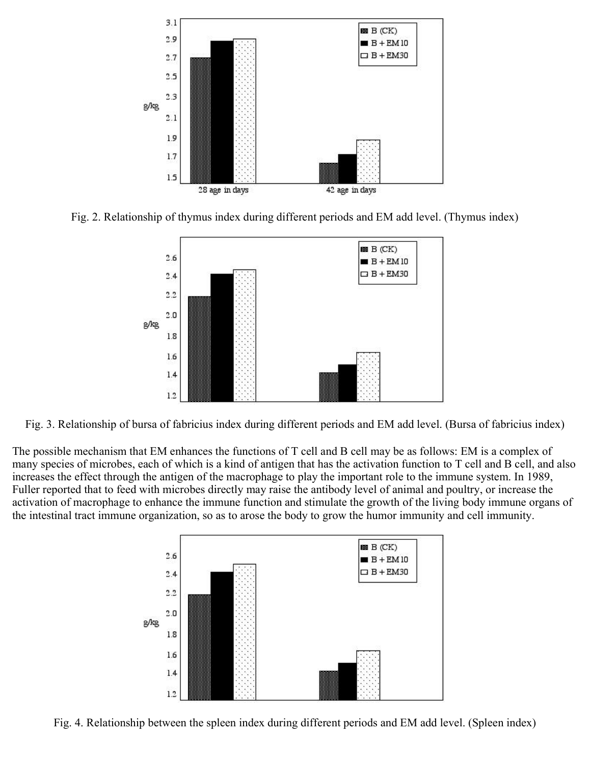Fig. 2. Relationship of thymus index during different periods and EM add level. (Thymus index)

Fig. 3. Relationship of bursa of fabricius index during different periods and EM add level. (Bursa of fabricius index)

The possible mechanism that EM enhances the functions of T cell and B cell may be as follows: EM is a complex of many species of microbes, each of which is a kind of antigen that has the activation function to T cell and B cell, and also increases the effect through the antigen of the macrophage to play the important role to the immune system. In 1989, Fuller reported that to feed with microbes directly may raise the antibody level of animal and poultry, or increase the activation of macrophage to enhance the immune function and stimulate the growth of the living body immune organs of the intestinal tract immune organization, so as to arose the body to grow the humor immunity and cell immunity.

Fig. 4. Relationship between the spleen index during different periods and EM add level. (Spleen index)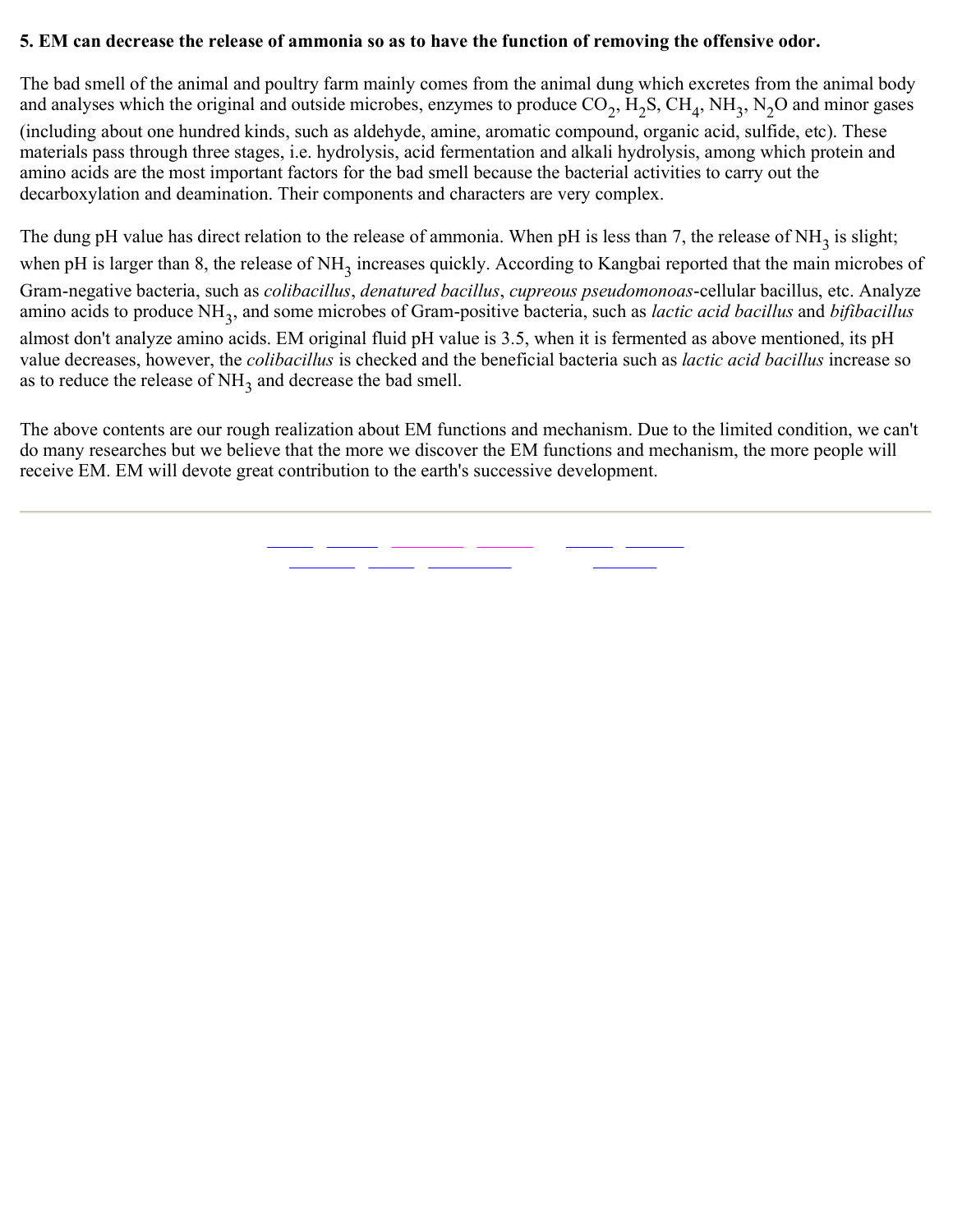**5. EM can decrease the release of ammonia so as to have the function of removing the offensive odor.**

The bad smell of the animal and poultry farm mainly comes from the animal dung which excretes from the animal body and analyses which the original and outside microbes, enzymes to produce $CO_2$, $H_2S$, $CH_4$, $NH_3$, $N_2O$ and minor gases (including about one hundred kinds, such as aldehyde, amine, aromatic compound, organic acid, sulfide, etc). These materials pass through three stages, i.e. hydrolysis, acid fermentation and alkali hydrolysis, among which protein and amino acids are the most important factors for the bad smell because the bacterial activities to carry out the decarboxylation and deamination. Their components and characters are very complex.

The dung pH value has direct relation to the release of ammonia. When pH is less than 7, the release of $NH_3$ is slight; when pH is larger than 8, the release of $NH_3$ increases quickly. According to Kangbai reported that the main microbes of Gram-negative bacteria, such as *colibacillus*, *denatured bacillus*, *cupreous pseudomonoas*-cellular bacillus, etc. Analyze amino acids to produce $NH_3$, and some microbes of Gram-positive bacteria, such as *lactic acid bacillus* and *bifibacillus* almost don't analyze amino acids. EM original fluid pH value is 3.5, when it is fermented as above mentioned, its pH value decreases, however, the *colibacillus* is checked and the beneficial bacteria such as *lactic acid bacillus* increase so as to reduce the release of $NH_3$ and decrease the bad smell.

The above contents are our rough realization about EM functions and mechanism. Due to the limited condition, we can't do many researches but we believe that the more we discover the EM functions and mechanism, the more people will receive EM. EM will devote great contribution to the earth's successive development.

---